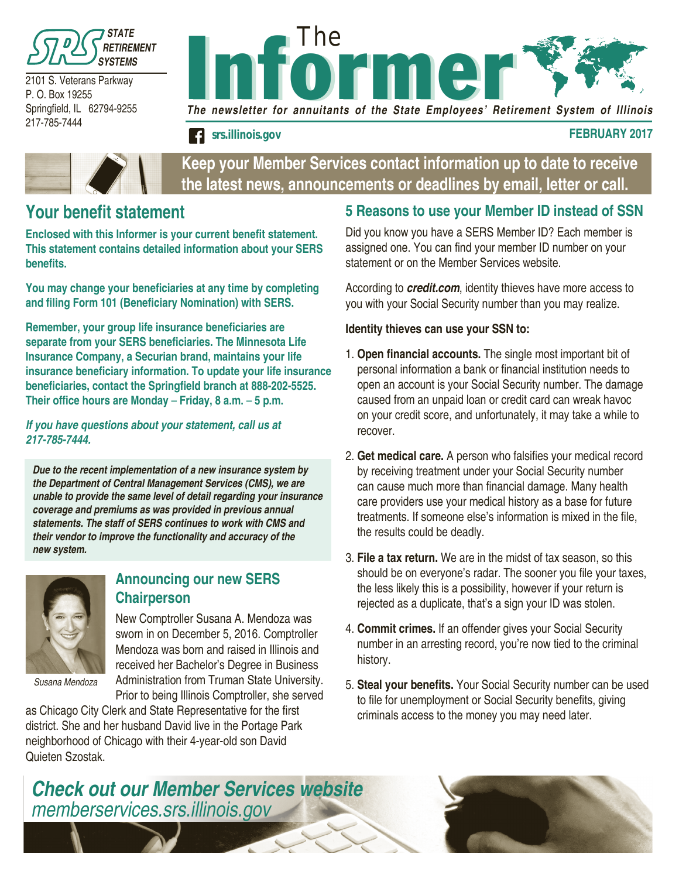STATE RETIREMENT SYSTEMS

2101 S. Veterans Parkway
P. O. Box 19255
Springfield, IL 62794-9255
217-785-7444

# The Informer

*The newsletter for annuitants of the State Employees' Retirement System of Illinois*

srs.illinois.gov

**FEBRUARY 2017**

**Keep your Member Services contact information up to date to receive the latest news, announcements or deadlines by email, letter or call.**

## Your benefit statement

**Enclosed with this Informer is your current benefit statement. This statement contains detailed information about your SERS benefits.**

**You may change your beneficiaries at any time by completing and filing Form 101 (Beneficiary Nomination) with SERS.**

**Remember, your group life insurance beneficiaries are separate from your SERS beneficiaries. The Minnesota Life Insurance Company, a Securian brand, maintains your life insurance beneficiary information. To update your life insurance beneficiaries, contact the Springfield branch at 888-202-5525. Their office hours are Monday – Friday, 8 a.m. – 5 p.m.**

***If you have questions about your statement, call us at 217-785-7444.***

***Due to the recent implementation of a new insurance system by the Department of Central Management Services (CMS), we are unable to provide the same level of detail regarding your insurance coverage and premiums as was provided in previous annual statements. The staff of SERS continues to work with CMS and their vendor to improve the functionality and accuracy of the new system.***

## Announcing our new SERS Chairperson

*Susana Mendoza*

New Comptroller Susana A. Mendoza was sworn in on December 5, 2016. Comptroller Mendoza was born and raised in Illinois and received her Bachelor's Degree in Business Administration from Truman State University. Prior to being Illinois Comptroller, she served as Chicago City Clerk and State Representative for the first district. She and her husband David live in the Portage Park neighborhood of Chicago with their 4-year-old son David Quieten Szostak.

## 5 Reasons to use your Member ID instead of SSN

Did you know you have a SERS Member ID? Each member is assigned one. You can find your member ID number on your statement or on the Member Services website.

According to ***credit.com***, identity thieves have more access to you with your Social Security number than you may realize.

**Identity thieves can use your SSN to:**

1. **Open financial accounts.** The single most important bit of personal information a bank or financial institution needs to open an account is your Social Security number. The damage caused from an unpaid loan or credit card can wreak havoc on your credit score, and unfortunately, it may take a while to recover.
2. **Get medical care.** A person who falsifies your medical record by receiving treatment under your Social Security number can cause much more than financial damage. Many health care providers use your medical history as a base for future treatments. If someone else's information is mixed in the file, the results could be deadly.
3. **File a tax return.** We are in the midst of tax season, so this should be on everyone's radar. The sooner you file your taxes, the less likely this is a possibility, however if your return is rejected as a duplicate, that's a sign your ID was stolen.
4. **Commit crimes.** If an offender gives your Social Security number in an arresting record, you're now tied to the criminal history.
5. **Steal your benefits.** Your Social Security number can be used to file for unemployment or Social Security benefits, giving criminals access to the money you may need later.

***Check out our Member Services website***
*memberservices.srs.illinois.gov*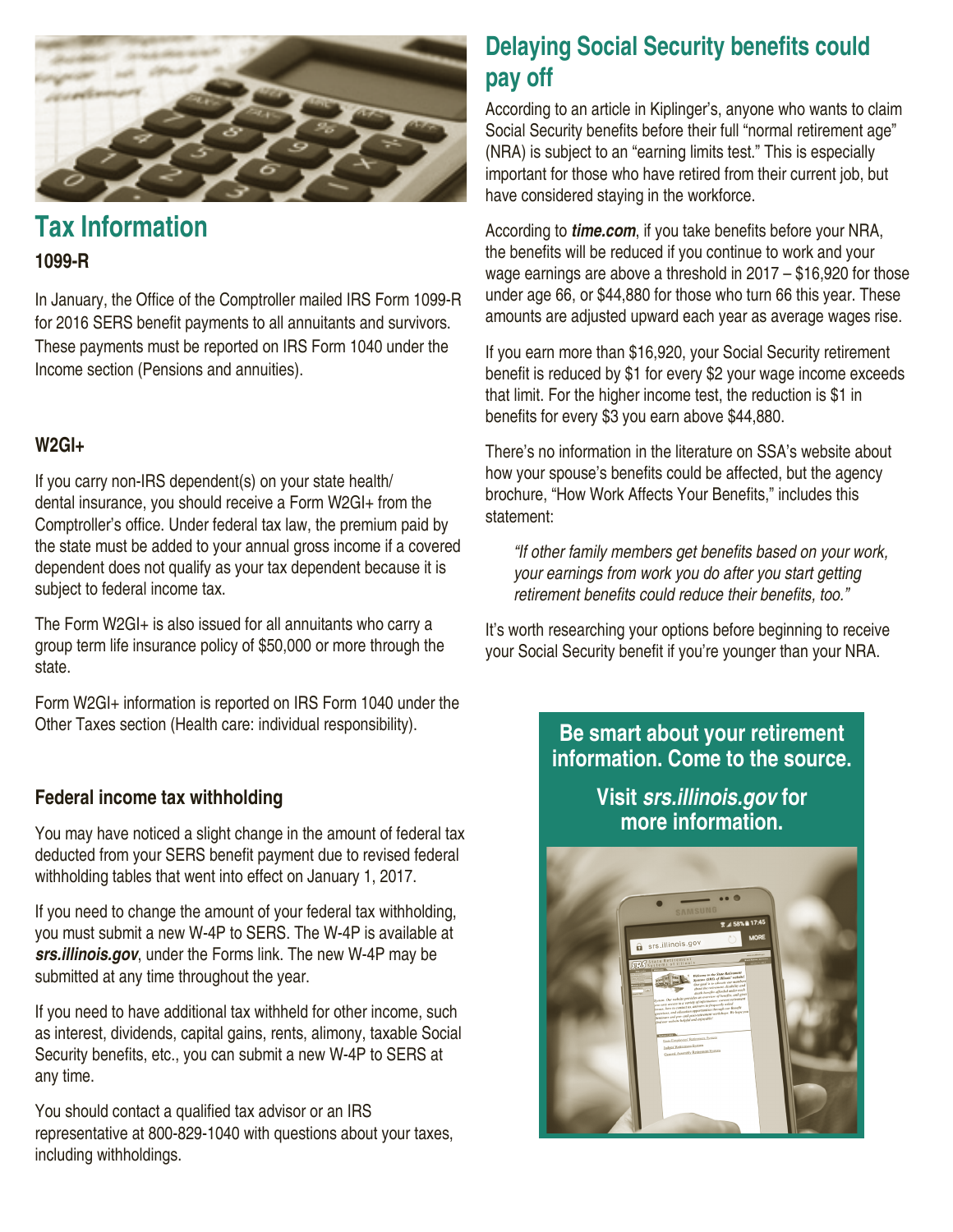## Tax Information

### 1099-R

In January, the Office of the Comptroller mailed IRS Form 1099-R for 2016 SERS benefit payments to all annuitants and survivors. These payments must be reported on IRS Form 1040 under the Income section (Pensions and annuities).

### W2GI+

If you carry non-IRS dependent(s) on your state health/ dental insurance, you should receive a Form W2GI+ from the Comptroller's office. Under federal tax law, the premium paid by the state must be added to your annual gross income if a covered dependent does not qualify as your tax dependent because it is subject to federal income tax.

The Form W2GI+ is also issued for all annuitants who carry a group term life insurance policy of $50,000 or more through the state.

Form W2GI+ information is reported on IRS Form 1040 under the Other Taxes section (Health care: individual responsibility).

### Federal income tax withholding

You may have noticed a slight change in the amount of federal tax deducted from your SERS benefit payment due to revised federal withholding tables that went into effect on January 1, 2017.

If you need to change the amount of your federal tax withholding, you must submit a new W-4P to SERS. The W-4P is available at ***srs.illinois.gov***, under the Forms link. The new W-4P may be submitted at any time throughout the year.

If you need to have additional tax withheld for other income, such as interest, dividends, capital gains, rents, alimony, taxable Social Security benefits, etc., you can submit a new W-4P to SERS at any time.

You should contact a qualified tax advisor or an IRS representative at 800-829-1040 with questions about your taxes, including withholdings.

## Delaying Social Security benefits could pay off

According to an article in Kiplinger's, anyone who wants to claim Social Security benefits before their full "normal retirement age" (NRA) is subject to an "earning limits test." This is especially important for those who have retired from their current job, but have considered staying in the workforce.

According to ***time.com***, if you take benefits before your NRA, the benefits will be reduced if you continue to work and your wage earnings are above a threshold in 2017 – $16,920 for those under age 66, or $44,880 for those who turn 66 this year. These amounts are adjusted upward each year as average wages rise.

If you earn more than $16,920, your Social Security retirement benefit is reduced by $1 for every $2 your wage income exceeds that limit. For the higher income test, the reduction is $1 in benefits for every $3 you earn above $44,880.

There's no information in the literature on SSA's website about how your spouse's benefits could be affected, but the agency brochure, "How Work Affects Your Benefits," includes this statement:

> *"If other family members get benefits based on your work, your earnings from work you do after you start getting retirement benefits could reduce their benefits, too."*

It's worth researching your options before beginning to receive your Social Security benefit if you're younger than your NRA.

**Be smart about your retirement information. Come to the source.**

**Visit *srs.illinois.gov* for more information.**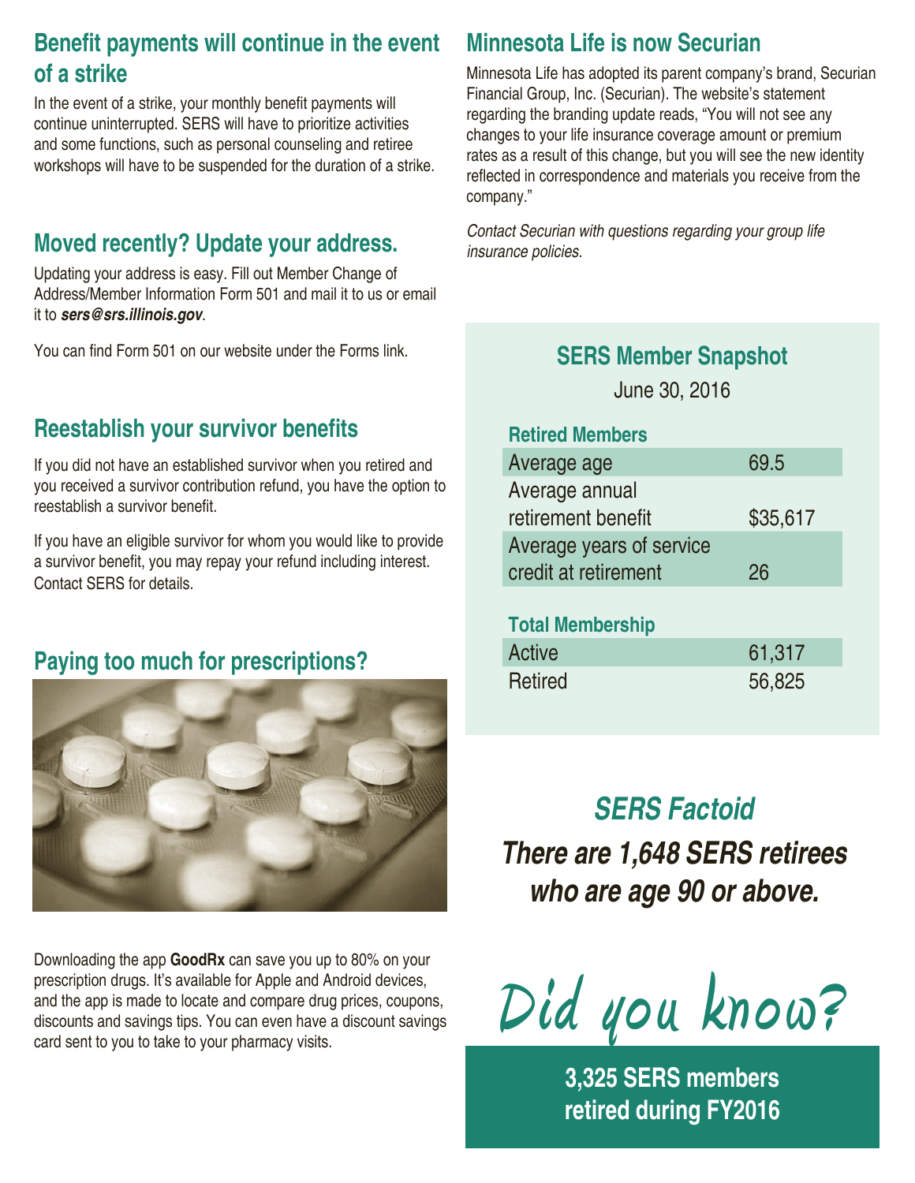## Benefit payments will continue in the event of a strike

In the event of a strike, your monthly benefit payments will continue uninterrupted. SERS will have to prioritize activities and some functions, such as personal counseling and retiree workshops will have to be suspended for the duration of a strike.

## Moved recently? Update your address.

Updating your address is easy. Fill out Member Change of Address/Member Information Form 501 and mail it to us or email it to ***sers@srs.illinois.gov***.

You can find Form 501 on our website under the Forms link.

## Reestablish your survivor benefits

If you did not have an established survivor when you retired and you received a survivor contribution refund, you have the option to reestablish a survivor benefit.

If you have an eligible survivor for whom you would like to provide a survivor benefit, you may repay your refund including interest. Contact SERS for details.

## Paying too much for prescriptions?

Downloading the app **GoodRx** can save you up to 80% on your prescription drugs. It's available for Apple and Android devices, and the app is made to locate and compare drug prices, coupons, discounts and savings tips. You can even have a discount savings card sent to you to take to your pharmacy visits.

## Minnesota Life is now Securian

Minnesota Life has adopted its parent company's brand, Securian Financial Group, Inc. (Securian). The website's statement regarding the branding update reads, "You will not see any changes to your life insurance coverage amount or premium rates as a result of this change, but you will see the new identity reflected in correspondence and materials you receive from the company."

*Contact Securian with questions regarding your group life insurance policies.*

### SERS Member Snapshot

June 30, 2016

| Retired Members | |
|---|---|
| Average age | 69.5 |
| Average annual retirement benefit | $35,617 |
| Average years of service credit at retirement | 26 |

| Total Membership | |
|---|---|
| Active | 61,317 |
| Retired | 56,825 |

### *SERS Factoid*

***There are 1,648 SERS retirees who are age 90 or above.***

### Did you know?

**3,325 SERS members retired during FY2016**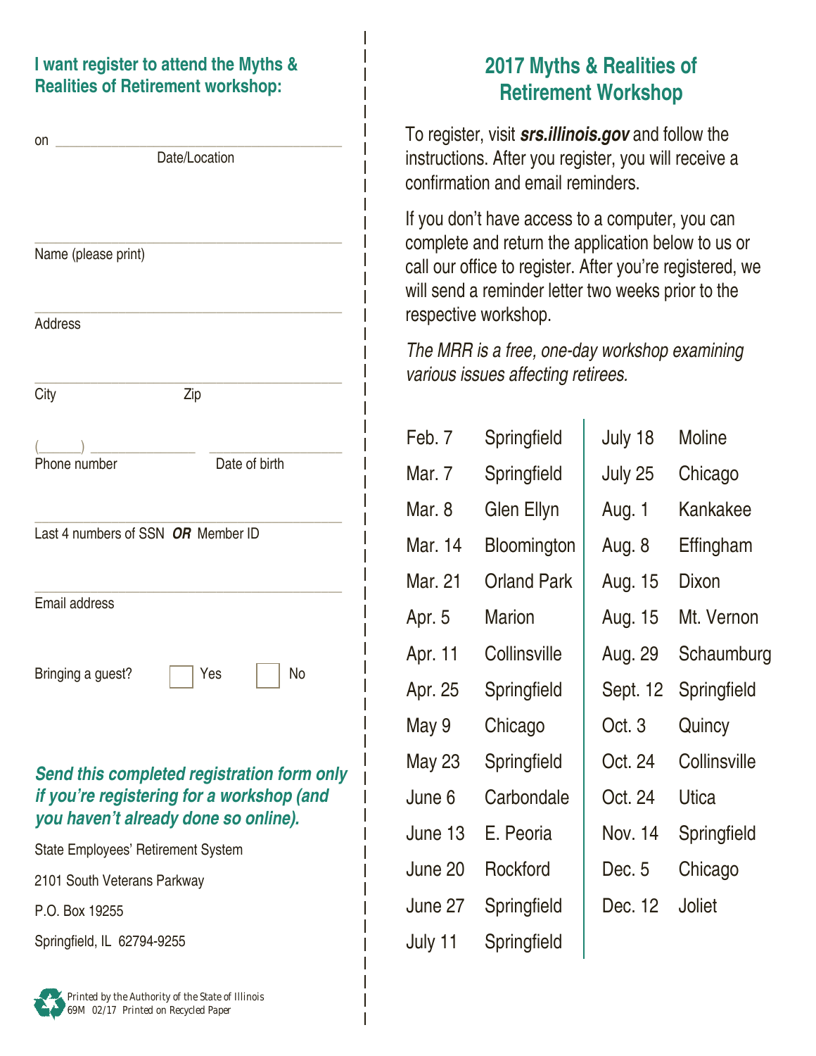**I want register to attend the Myths & Realities of Retirement workshop:**

on ______________________________
Date/Location

______________________________
Name (please print)

______________________________
Address

______________________________
City Zip

(_____) ____________ ____________
Phone number Date of birth

______________________________
Last 4 numbers of SSN ***OR*** Member ID

______________________________
Email address

Bringing a guest? ☐ Yes ☐ No

***Send this completed registration form only if you're registering for a workshop (and you haven't already done so online).***

State Employees' Retirement System

2101 South Veterans Parkway

P.O. Box 19255

Springfield, IL 62794-9255

*Printed by the Authority of the State of Illinois*
*69M 02/17 Printed on Recycled Paper*

## 2017 Myths & Realities of Retirement Workshop

To register, visit ***srs.illinois.gov*** and follow the instructions. After you register, you will receive a confirmation and email reminders.

If you don't have access to a computer, you can complete and return the application below to us or call our office to register. After you're registered, we will send a reminder letter two weeks prior to the respective workshop.

*The MRR is a free, one-day workshop examining various issues affecting retirees.*

| | | | |
|---|---|---|---|
| Feb. 7 | Springfield | July 18 | Moline |
| Mar. 7 | Springfield | July 25 | Chicago |
| Mar. 8 | Glen Ellyn | Aug. 1 | Kankakee |
| Mar. 14 | Bloomington | Aug. 8 | Effingham |
| Mar. 21 | Orland Park | Aug. 15 | Dixon |
| Apr. 5 | Marion | Aug. 15 | Mt. Vernon |
| Apr. 11 | Collinsville | Aug. 29 | Schaumburg |
| Apr. 25 | Springfield | Sept. 12 | Springfield |
| May 9 | Chicago | Oct. 3 | Quincy |
| May 23 | Springfield | Oct. 24 | Collinsville |
| June 6 | Carbondale | Oct. 24 | Utica |
| June 13 | E. Peoria | Nov. 14 | Springfield |
| June 20 | Rockford | Dec. 5 | Chicago |
| June 27 | Springfield | Dec. 12 | Joliet |
| July 11 | Springfield | | |